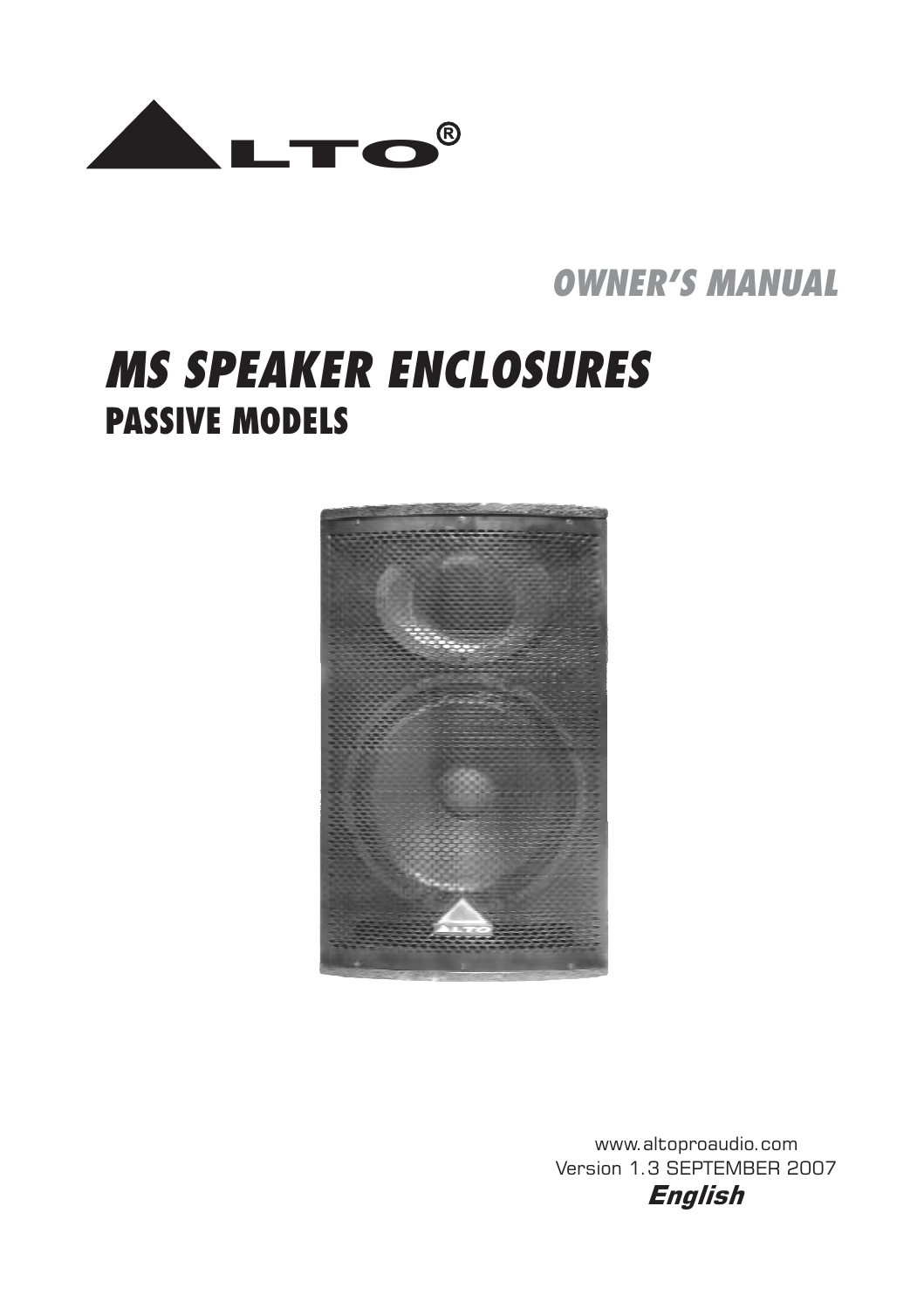ALTO®

OWNER'S MANUAL

# MS SPEAKER ENCLOSURES

## PASSIVE MODELS

www.altoproaudio.com
Version 1.3 SEPTEMBER 2007
***English***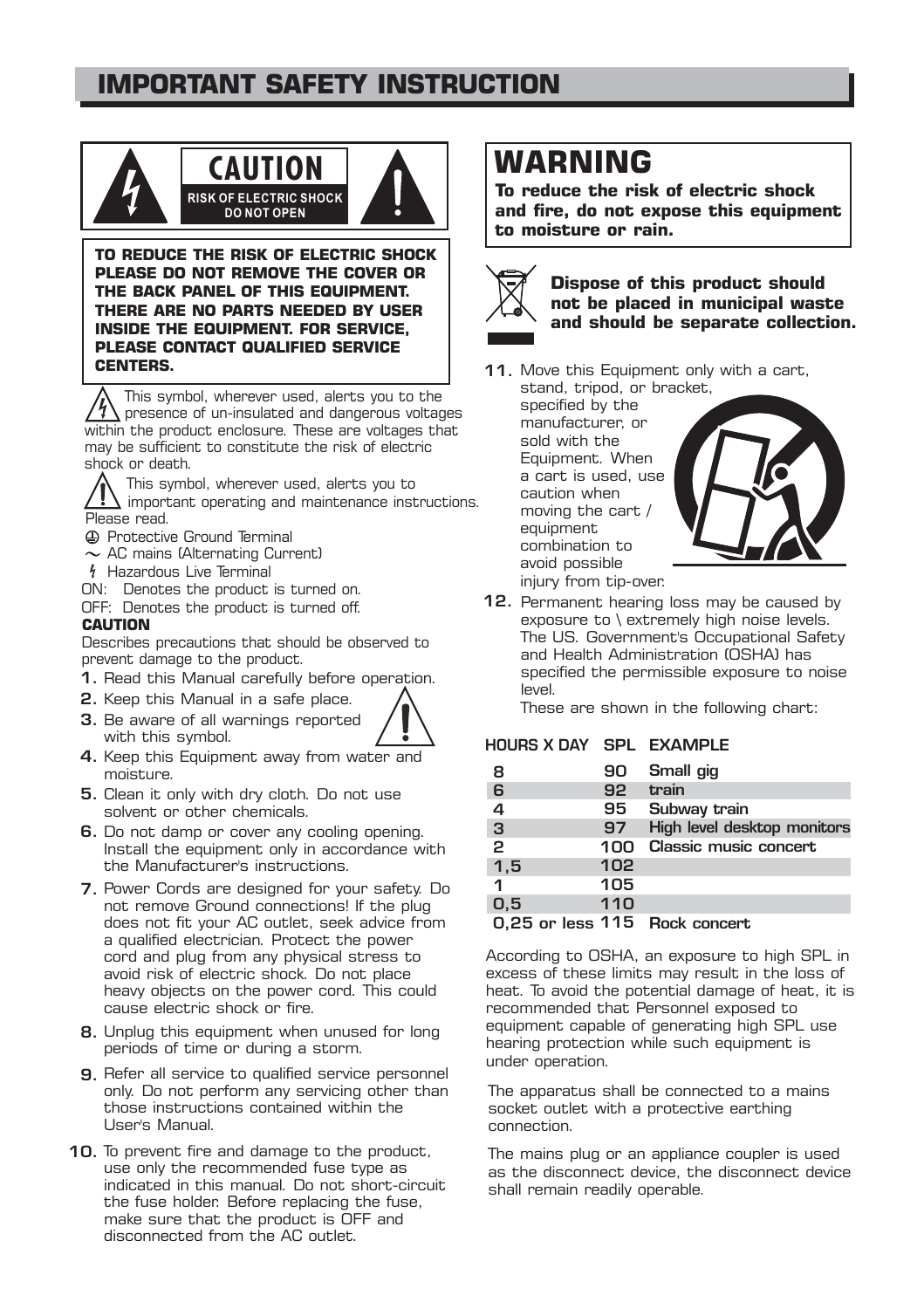# IMPORTANT SAFETY INSTRUCTION

**CAUTION**

**RISK OF ELECTRIC SHOCK DO NOT OPEN**

**TO REDUCE THE RISK OF ELECTRIC SHOCK PLEASE DO NOT REMOVE THE COVER OR THE BACK PANEL OF THIS EQUIPMENT. THERE ARE NO PARTS NEEDED BY USER INSIDE THE EQUIPMENT. FOR SERVICE, PLEASE CONTACT QUALIFIED SERVICE CENTERS.**

This symbol, wherever used, alerts you to the presence of un-insulated and dangerous voltages within the product enclosure. These are voltages that may be sufficient to constitute the risk of electric shock or death.

This symbol, wherever used, alerts you to important operating and maintenance instructions. Please read.

⏚ Protective Ground Terminal

~ AC mains (Alternating Current)

ϟ Hazardous Live Terminal

ON: Denotes the product is turned on.

OFF: Denotes the product is turned off.

**CAUTION**

Describes precautions that should be observed to prevent damage to the product.

1. Read this Manual carefully before operation.
2. Keep this Manual in a safe place.
3. Be aware of all warnings reported with this symbol.
4. Keep this Equipment away from water and moisture.
5. Clean it only with dry cloth. Do not use solvent or other chemicals.
6. Do not damp or cover any cooling opening. Install the equipment only in accordance with the Manufacturer's instructions.
7. Power Cords are designed for your safety. Do not remove Ground connections! If the plug does not fit your AC outlet, seek advice from a qualified electrician. Protect the power cord and plug from any physical stress to avoid risk of electric shock. Do not place heavy objects on the power cord. This could cause electric shock or fire.
8. Unplug this equipment when unused for long periods of time or during a storm.
9. Refer all service to qualified service personnel only. Do not perform any servicing other than those instructions contained within the User's Manual.
10. To prevent fire and damage to the product, use only the recommended fuse type as indicated in this manual. Do not short-circuit the fuse holder. Before replacing the fuse, make sure that the product is OFF and disconnected from the AC outlet.

# WARNING

**To reduce the risk of electric shock and fire, do not expose this equipment to moisture or rain.**

**Dispose of this product should not be placed in municipal waste and should be separate collection.**

11. Move this Equipment only with a cart, stand, tripod, or bracket, specified by the manufacturer, or sold with the Equipment. When a cart is used, use caution when moving the cart / equipment combination to avoid possible injury from tip-over.
12. Permanent hearing loss may be caused by exposure to \ extremely high noise levels. The US. Government's Occupational Safety and Health Administration (OSHA) has specified the permissible exposure to noise level.

    These are shown in the following chart:

| HOURS X DAY | SPL | EXAMPLE |
|---|---|---|
| 8 | 90 | Small gig |
| 6 | 92 | train |
| 4 | 95 | Subway train |
| 3 | 97 | High level desktop monitors |
| 2 | 100 | Classic music concert |
| 1,5 | 102 | |
| 1 | 105 | |
| 0,5 | 110 | |
| 0,25 or less | 115 | Rock concert |

According to OSHA, an exposure to high SPL in excess of these limits may result in the loss of heat. To avoid the potential damage of heat, it is recommended that Personnel exposed to equipment capable of generating high SPL use hearing protection while such equipment is under operation.

The apparatus shall be connected to a mains socket outlet with a protective earthing connection.

The mains plug or an appliance coupler is used as the disconnect device, the disconnect device shall remain readily operable.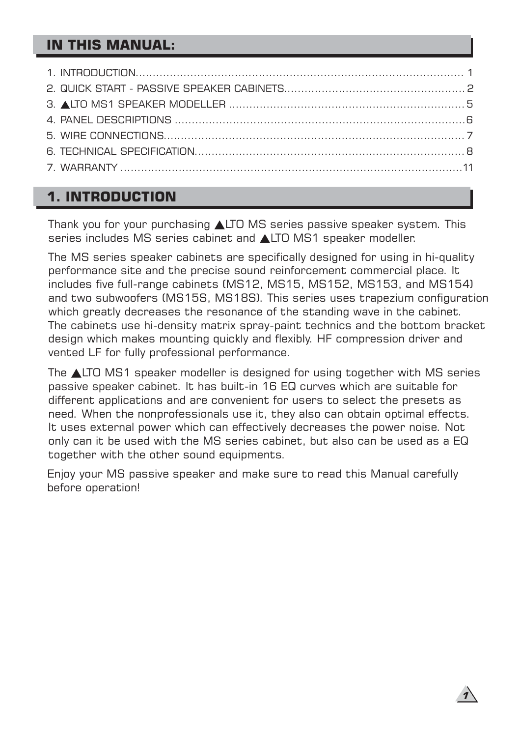## IN THIS MANUAL:

1. INTRODUCTION.......................................................................................... 1
2. QUICK START - PASSIVE SPEAKER CABINETS.............................................. 2
3. ▲LTO MS1 SPEAKER MODELLER ............................................................... 5
4. PANEL DESCRIPTIONS .................................................................................6
5. WIRE CONNECTIONS.................................................................................... 7
6. TECHNICAL SPECIFICATION.......................................................................... 8
7. WARRANTY ...............................................................................................11

## 1. INTRODUCTION

Thank you for your purchasing ▲LTO MS series passive speaker system. This series includes MS series cabinet and ▲LTO MS1 speaker modeller.

The MS series speaker cabinets are specifically designed for using in hi-quality performance site and the precise sound reinforcement commercial place. It includes five full-range cabinets (MS12, MS15, MS152, MS153, and MS154) and two subwoofers (MS15S, MS18S). This series uses trapezium configuration which greatly decreases the resonance of the standing wave in the cabinet. The cabinets use hi-density matrix spray-paint technics and the bottom bracket design which makes mounting quickly and flexibly. HF compression driver and vented LF for fully professional performance.

The ▲LTO MS1 speaker modeller is designed for using together with MS series passive speaker cabinet. It has built-in 16 EQ curves which are suitable for different applications and are convenient for users to select the presets as need. When the nonprofessionals use it, they also can obtain optimal effects. It uses external power which can effectively decreases the power noise. Not only can it be used with the MS series cabinet, but also can be used as a EQ together with the other sound equipments.

Enjoy your MS passive speaker and make sure to read this Manual carefully before operation!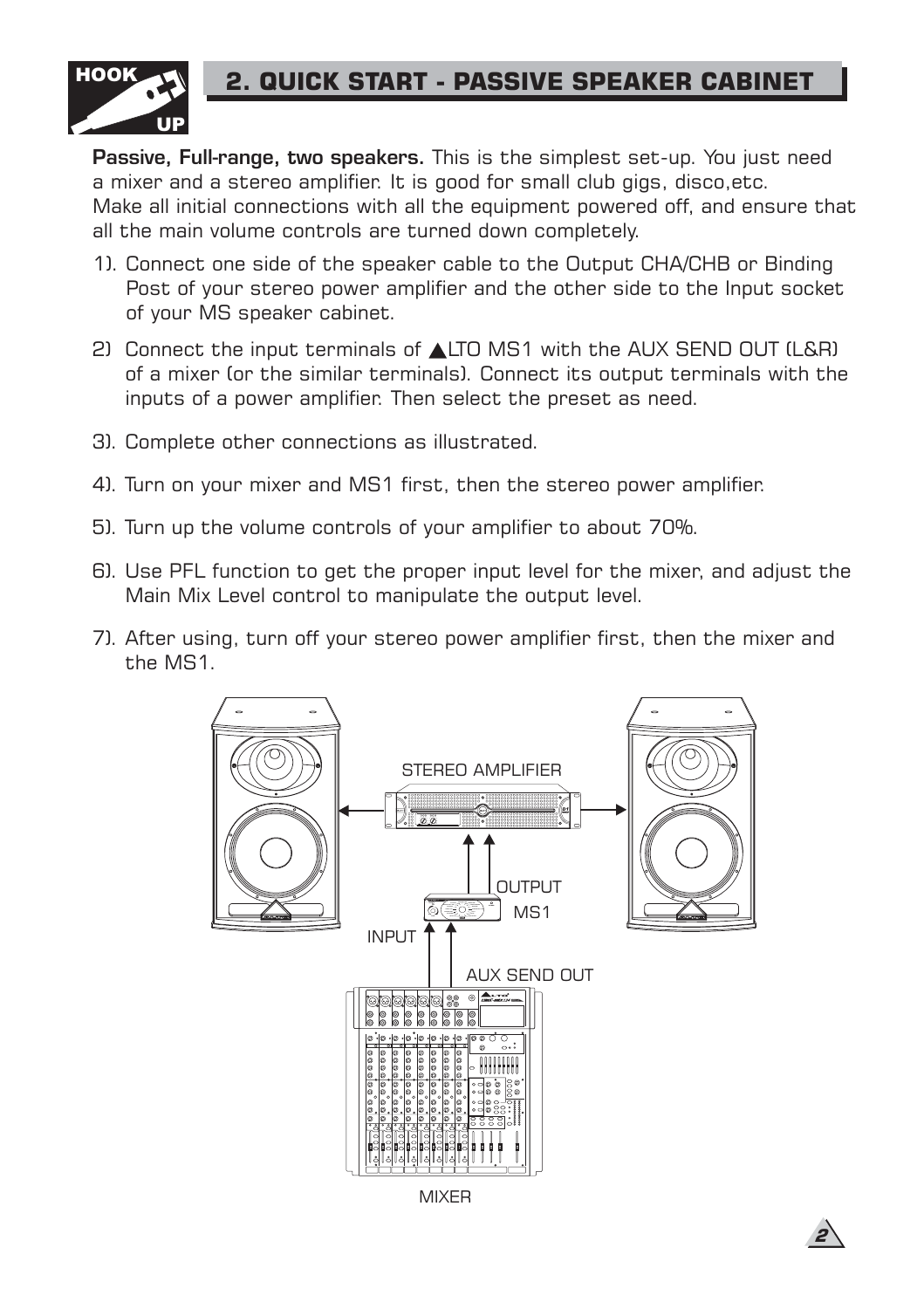## 2. QUICK START - PASSIVE SPEAKER CABINET

**Passive, Full-range, two speakers.** This is the simplest set-up. You just need a mixer and a stereo amplifier. It is good for small club gigs, disco,etc. Make all initial connections with all the equipment powered off, and ensure that all the main volume controls are turned down completely.

1). Connect one side of the speaker cable to the Output CHA/CHB or Binding Post of your stereo power amplifier and the other side to the Input socket of your MS speaker cabinet.

2) Connect the input terminals of ▲LTO MS1 with the AUX SEND OUT (L&R) of a mixer (or the similar terminals). Connect its output terminals with the inputs of a power amplifier. Then select the preset as need.

3). Complete other connections as illustrated.

4). Turn on your mixer and MS1 first, then the stereo power amplifier.

5). Turn up the volume controls of your amplifier to about 70%.

6). Use PFL function to get the proper input level for the mixer, and adjust the Main Mix Level control to manipulate the output level.

7). After using, turn off your stereo power amplifier first, then the mixer and the MS1.

STEREO AMPLIFIER

OUTPUT

MS1

INPUT

AUX SEND OUT

MIXER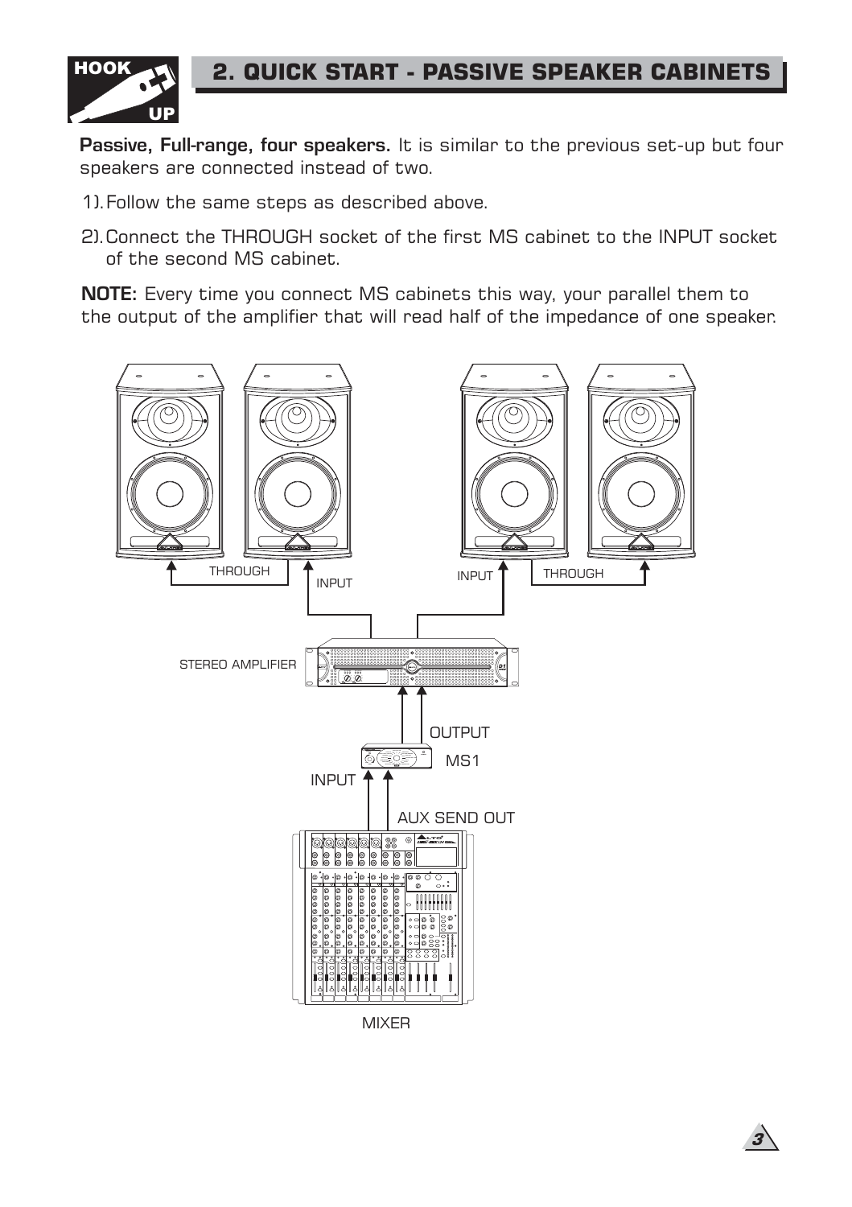## 2. QUICK START - PASSIVE SPEAKER CABINETS

**Passive, Full-range, four speakers.** It is similar to the previous set-up but four speakers are connected instead of two.

1). Follow the same steps as described above.

2). Connect the THROUGH socket of the first MS cabinet to the INPUT socket of the second MS cabinet.

**NOTE:** Every time you connect MS cabinets this way, your parallel them to the output of the amplifier that will read half of the impedance of one speaker.

THROUGH INPUT INPUT THROUGH

STEREO AMPLIFIER

OUTPUT

MS1

INPUT

AUX SEND OUT

MIXER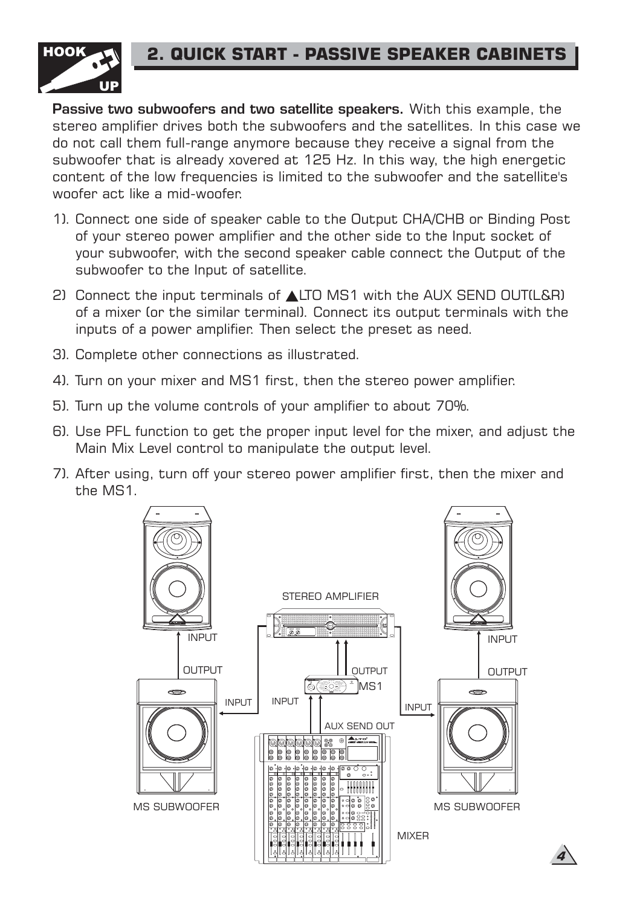# 2. QUICK START - PASSIVE SPEAKER CABINETS

**Passive two subwoofers and two satellite speakers.** With this example, the stereo amplifier drives both the subwoofers and the satellites. In this case we do not call them full-range anymore because they receive a signal from the subwoofer that is already xovered at 125 Hz. In this way, the high energetic content of the low frequencies is limited to the subwoofer and the satellite's woofer act like a mid-woofer.

1). Connect one side of speaker cable to the Output CHA/CHB or Binding Post of your stereo power amplifier and the other side to the Input socket of your subwoofer, with the second speaker cable connect the Output of the subwoofer to the Input of satellite.

2) Connect the input terminals of ▲LTO MS1 with the AUX SEND OUT(L&R) of a mixer (or the similar terminal). Connect its output terminals with the inputs of a power amplifier. Then select the preset as need.

3). Complete other connections as illustrated.

4). Turn on your mixer and MS1 first, then the stereo power amplifier.

5). Turn up the volume controls of your amplifier to about 70%.

6). Use PFL function to get the proper input level for the mixer, and adjust the Main Mix Level control to manipulate the output level.

7). After using, turn off your stereo power amplifier first, then the mixer and the MS1.

STEREO AMPLIFIER

INPUT OUTPUT INPUT INPUT OUTPUT MS1 INPUT INPUT OUTPUT

AUX SEND OUT

MS SUBWOOFER MS SUBWOOFER

MIXER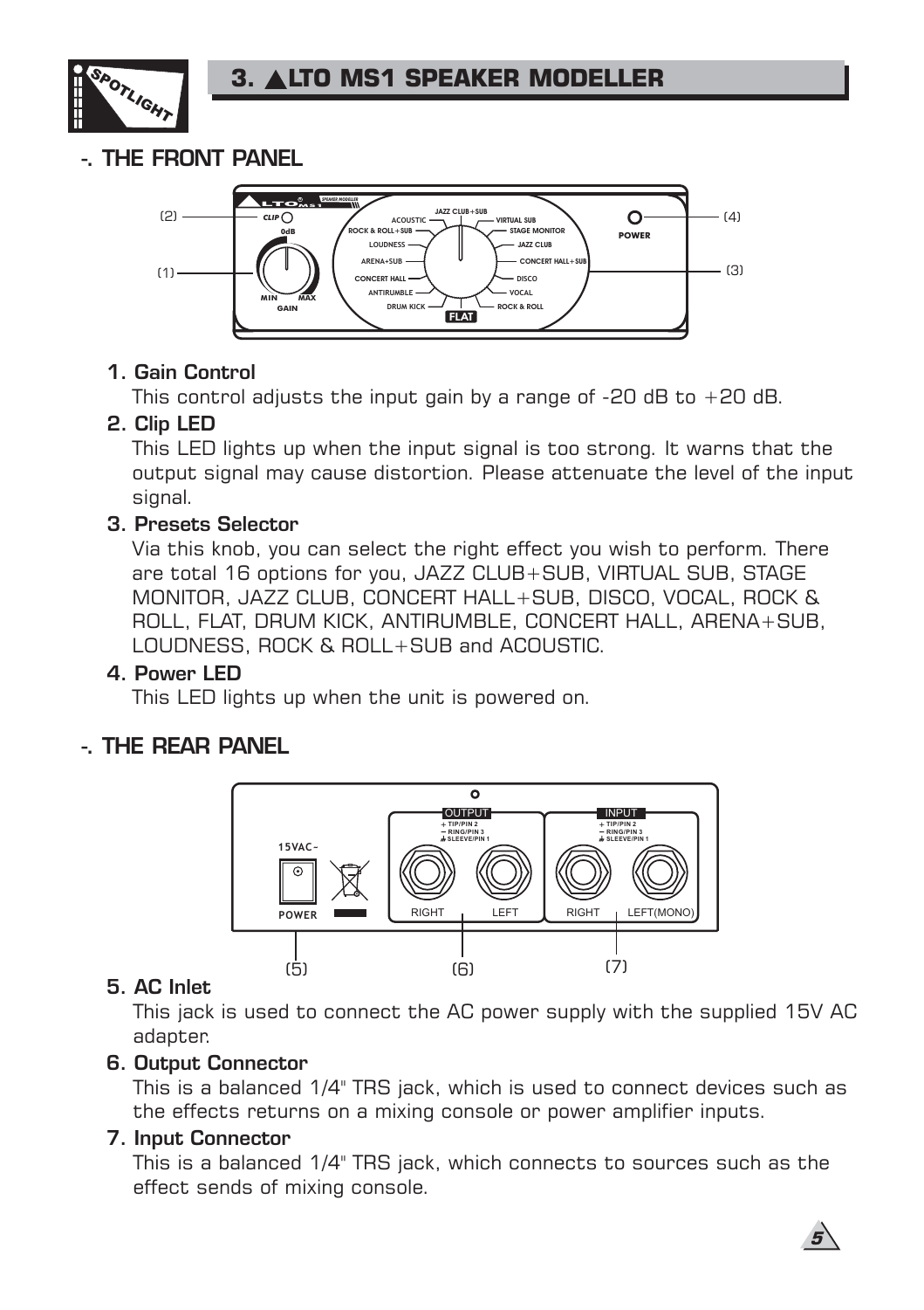# 3. ALTO MS1 SPEAKER MODELLER

## -. THE FRONT PANEL

### 1. Gain Control

This control adjusts the input gain by a range of -20 dB to +20 dB.

### 2. Clip LED

This LED lights up when the input signal is too strong. It warns that the output signal may cause distortion. Please attenuate the level of the input signal.

### 3. Presets Selector

Via this knob, you can select the right effect you wish to perform. There are total 16 options for you, JAZZ CLUB+SUB, VIRTUAL SUB, STAGE MONITOR, JAZZ CLUB, CONCERT HALL+SUB, DISCO, VOCAL, ROCK & ROLL, FLAT, DRUM KICK, ANTIRUMBLE, CONCERT HALL, ARENA+SUB, LOUDNESS, ROCK & ROLL+SUB and ACOUSTIC.

### 4. Power LED

This LED lights up when the unit is powered on.

## -. THE REAR PANEL

### 5. AC Inlet

This jack is used to connect the AC power supply with the supplied 15V AC adapter.

### 6. Output Connector

This is a balanced 1/4" TRS jack, which is used to connect devices such as the effects returns on a mixing console or power amplifier inputs.

### 7. Input Connector

This is a balanced 1/4" TRS jack, which connects to sources such as the effect sends of mixing console.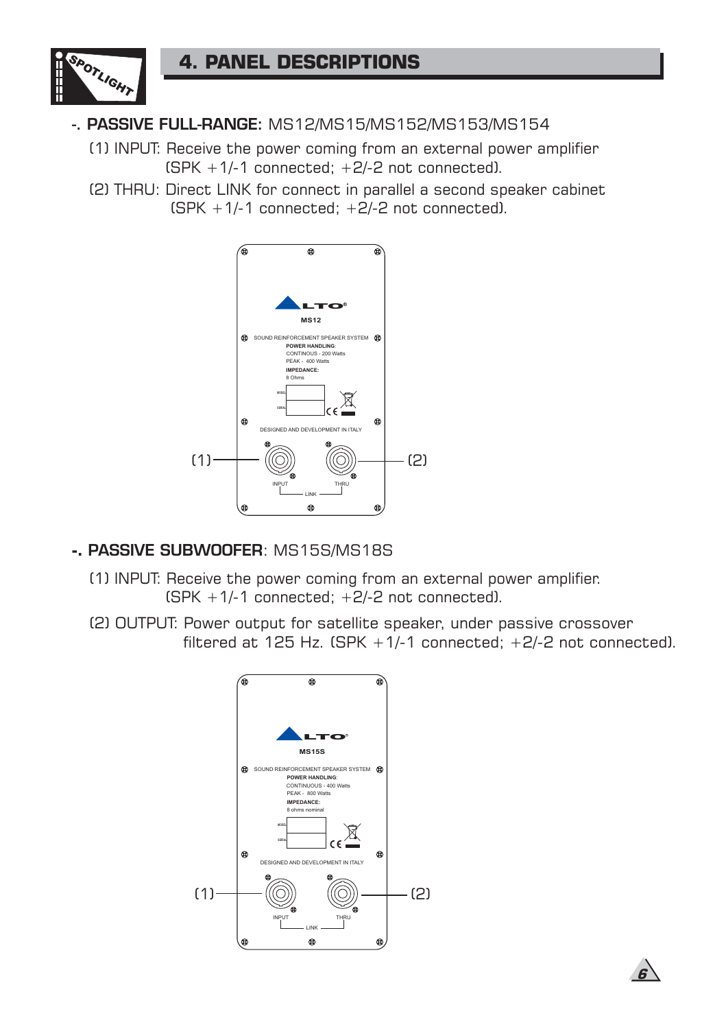## 4. PANEL DESCRIPTIONS

-. **PASSIVE FULL-RANGE:** MS12/MS15/MS152/MS153/MS154

(1) INPUT: Receive the power coming from an external power amplifier (SPK +1/-1 connected; +2/-2 not connected).

(2) THRU: Direct LINK for connect in parallel a second speaker cabinet (SPK +1/-1 connected; +2/-2 not connected).

ALTO
MS12
SOUND REINFORCEMENT SPEAKER SYSTEM
POWER HANDLING:
CONTINOUS - 200 Watts
PEAK - 400 Watts
IMPEDANCE:
8 Ohms
MODEL
SERIAL
DESIGNED AND DEVELOPMENT IN ITALY
(1) INPUT (2) THRU
LINK

-. **PASSIVE SUBWOOFER**: MS15S/MS18S

(1) INPUT: Receive the power coming from an external power amplifier. (SPK +1/-1 connected; +2/-2 not connected).

(2) OUTPUT: Power output for satellite speaker, under passive crossover filtered at 125 Hz. (SPK +1/-1 connected; +2/-2 not connected).

ALTO
MS15S
SOUND REINFORCEMENT SPEAKER SYSTEM
POWER HANDLING:
CONTINOUS - 400 Watts
PEAK - 800 Watts
IMPEDANCE:
8 ohms nominal
MODEL
SERIAL
DESIGNED AND DEVELOPMENT IN ITALY
(1) INPUT (2) THRU
LINK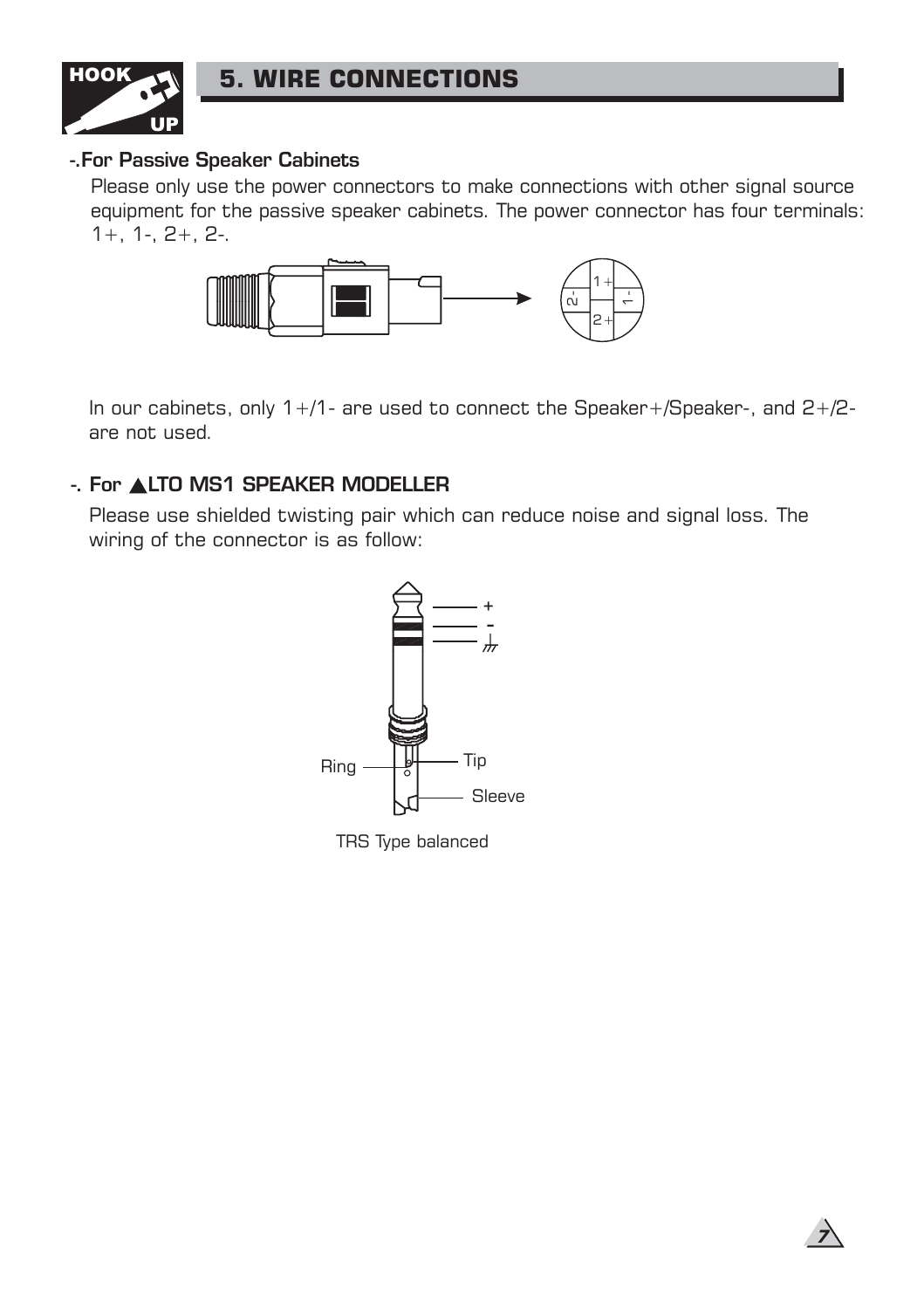# 5. WIRE CONNECTIONS

### -.For Passive Speaker Cabinets

Please only use the power connectors to make connections with other signal source equipment for the passive speaker cabinets. The power connector has four terminals: 1+, 1-, 2+, 2-.

In our cabinets, only 1+/1- are used to connect the Speaker+/Speaker-, and 2+/2- are not used.

### -. For ▲LTO MS1 SPEAKER MODELLER

Please use shielded twisting pair which can reduce noise and signal loss. The wiring of the connector is as follow:

TRS Type balanced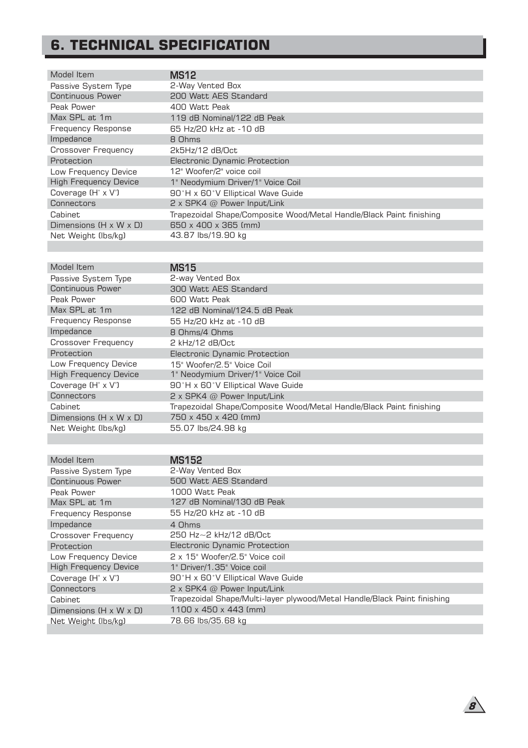# 6. TECHNICAL SPECIFICATION

| Model Item | MS12 |
|---|---|
| Passive System Type | 2-Way Vented Box |
| Continuous Power | 200 Watt AES Standard |
| Peak Power | 400 Watt Peak |
| Max SPL at 1m | 119 dB Nominal/122 dB Peak |
| Frequency Response | 65 Hz/20 kHz at -10 dB |
| Impedance | 8 Ohms |
| Crossover Frequency | 2k5Hz/12 dB/Oct |
| Protection | Electronic Dynamic Protection |
| Low Frequency Device | 12" Woofer/2" voice coil |
| High Frequency Device | 1" Neodymium Driver/1" Voice Coil |
| Coverage (H° x V°) | 90°H x 60°V Elliptical Wave Guide |
| Connectors | 2 x SPK4 @ Power Input/Link |
| Cabinet | Trapezoidal Shape/Composite Wood/Metal Handle/Black Paint finishing |
| Dimensions (H x W x D) | 650 x 400 x 365 (mm) |
| Net Weight (lbs/kg) | 43.87 lbs/19.90 kg |

| Model Item | MS15 |
|---|---|
| Passive System Type | 2-way Vented Box |
| Continuous Power | 300 Watt AES Standard |
| Peak Power | 600 Watt Peak |
| Max SPL at 1m | 122 dB Nominal/124.5 dB Peak |
| Frequency Response | 55 Hz/20 kHz at -10 dB |
| Impedance | 8 Ohms/4 Ohms |
| Crossover Frequency | 2 kHz/12 dB/Oct |
| Protection | Electronic Dynamic Protection |
| Low Frequency Device | 15" Woofer/2.5" Voice Coil |
| High Frequency Device | 1" Neodymium Driver/1" Voice Coil |
| Coverage (H° x V°) | 90°H x 60°V Elliptical Wave Guide |
| Connectors | 2 x SPK4 @ Power Input/Link |
| Cabinet | Trapezoidal Shape/Composite Wood/Metal Handle/Black Paint finishing |
| Dimensions (H x W x D) | 750 x 450 x 420 (mm) |
| Net Weight (lbs/kg) | 55.07 lbs/24.98 kg |

| Model Item | MS152 |
|---|---|
| Passive System Type | 2-Way Vented Box |
| Continuous Power | 500 Watt AES Standard |
| Peak Power | 1000 Watt Peak |
| Max SPL at 1m | 127 dB Nominal/130 dB Peak |
| Frequency Response | 55 Hz/20 kHz at -10 dB |
| Impedance | 4 Ohms |
| Crossover Frequency | 250 Hz~2 kHz/12 dB/Oct |
| Protection | Electronic Dynamic Protection |
| Low Frequency Device | 2 x 15" Woofer/2.5" Voice coil |
| High Frequency Device | 1" Driver/1.35" Voice coil |
| Coverage (H° x V°) | 90°H x 60°V Elliptical Wave Guide |
| Connectors | 2 x SPK4 @ Power Input/Link |
| Cabinet | Trapezoidal Shape/Multi-layer plywood/Metal Handle/Black Paint finishing |
| Dimensions (H x W x D) | 1100 x 450 x 443 (mm) |
| Net Weight (lbs/kg) | 78.66 lbs/35.68 kg |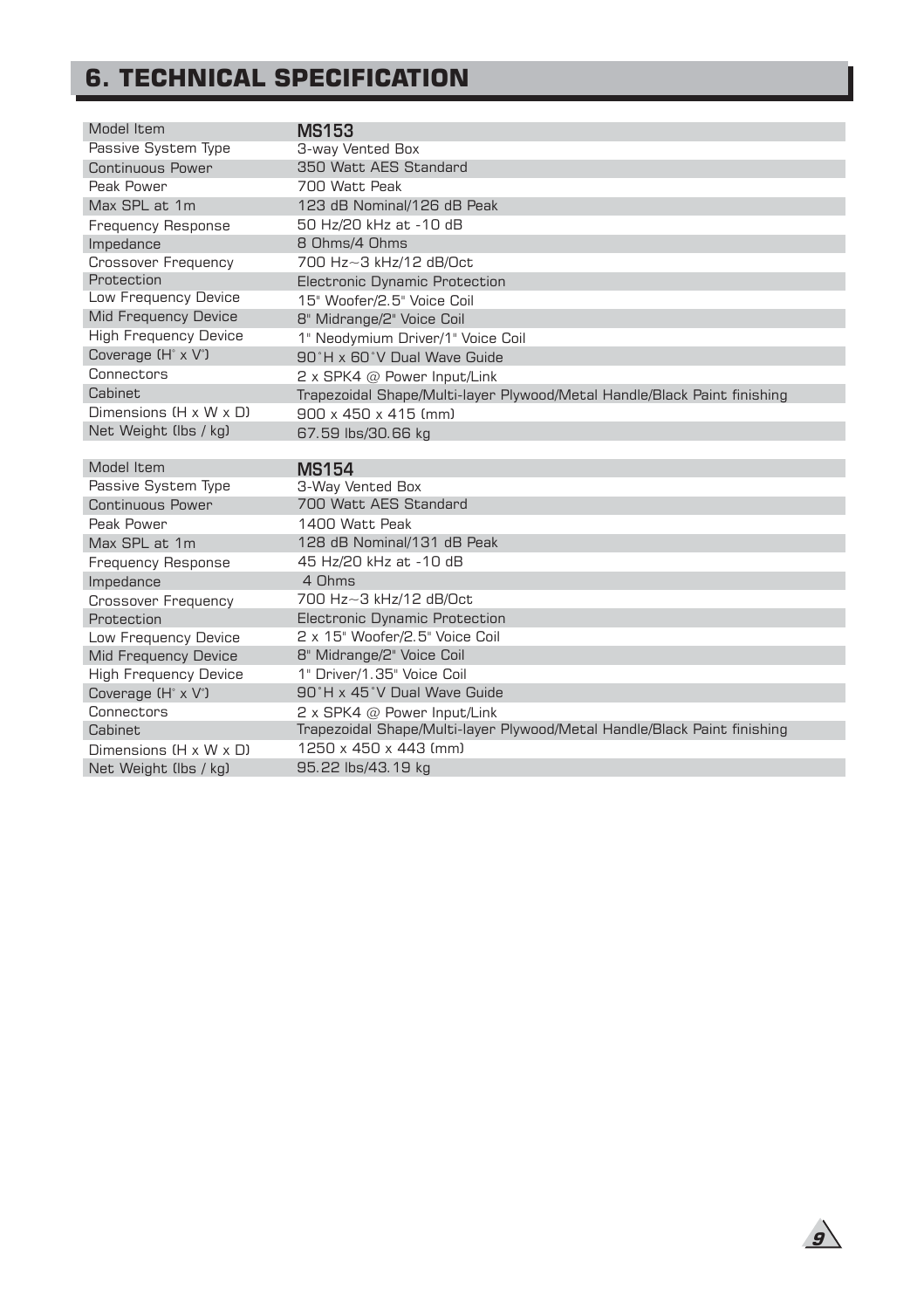# 6. TECHNICAL SPECIFICATION

| Model Item | **MS153** |
|---|---|
| Passive System Type | 3-way Vented Box |
| Continuous Power | 350 Watt AES Standard |
| Peak Power | 700 Watt Peak |
| Max SPL at 1m | 123 dB Nominal/126 dB Peak |
| Frequency Response | 50 Hz/20 kHz at -10 dB |
| Impedance | 8 Ohms/4 Ohms |
| Crossover Frequency | 700 Hz~3 kHz/12 dB/Oct |
| Protection | Electronic Dynamic Protection |
| Low Frequency Device | 15" Woofer/2.5" Voice Coil |
| Mid Frequency Device | 8" Midrange/2" Voice Coil |
| High Frequency Device | 1" Neodymium Driver/1" Voice Coil |
| Coverage (H° x V°) | 90°H x 60°V Dual Wave Guide |
| Connectors | 2 x SPK4 @ Power Input/Link |
| Cabinet | Trapezoidal Shape/Multi-layer Plywood/Metal Handle/Black Paint finishing |
| Dimensions (H x W x D) | 900 x 450 x 415 (mm) |
| Net Weight (lbs / kg) | 67.59 lbs/30.66 kg |

| Model Item | **MS154** |
|---|---|
| Passive System Type | 3-Way Vented Box |
| Continuous Power | 700 Watt AES Standard |
| Peak Power | 1400 Watt Peak |
| Max SPL at 1m | 128 dB Nominal/131 dB Peak |
| Frequency Response | 45 Hz/20 kHz at -10 dB |
| Impedance | 4 Ohms |
| Crossover Frequency | 700 Hz~3 kHz/12 dB/Oct |
| Protection | Electronic Dynamic Protection |
| Low Frequency Device | 2 x 15" Woofer/2.5" Voice Coil |
| Mid Frequency Device | 8" Midrange/2" Voice Coil |
| High Frequency Device | 1" Driver/1.35" Voice Coil |
| Coverage (H° x V°) | 90°H x 45°V Dual Wave Guide |
| Connectors | 2 x SPK4 @ Power Input/Link |
| Cabinet | Trapezoidal Shape/Multi-layer Plywood/Metal Handle/Black Paint finishing |
| Dimensions (H x W x D) | 1250 x 450 x 443 (mm) |
| Net Weight (lbs / kg) | 95.22 lbs/43.19 kg |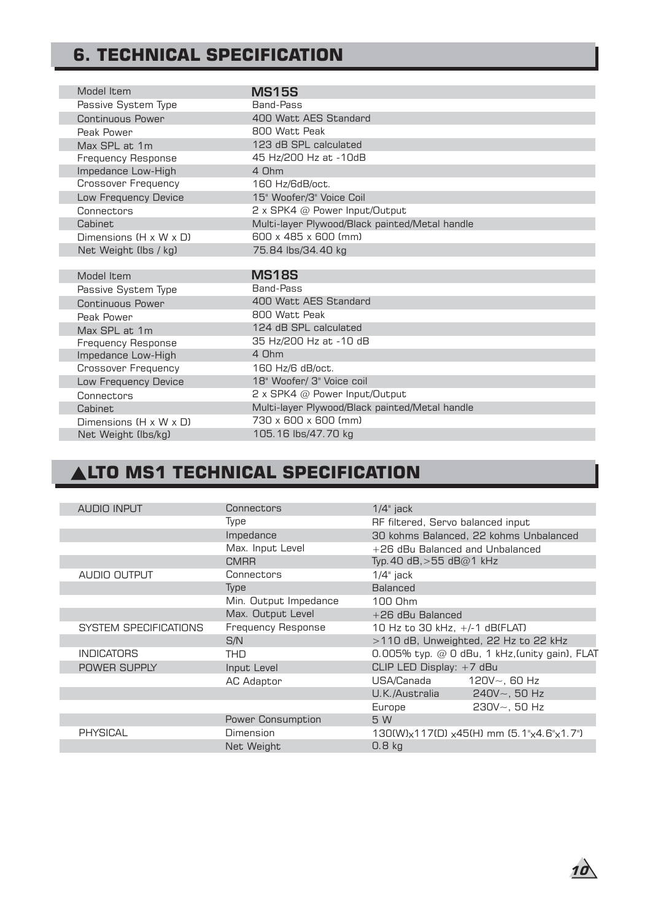## 6. TECHNICAL SPECIFICATION

| Model Item | MS15S |
|---|---|
| Passive System Type | Band-Pass |
| Continuous Power | 400 Watt AES Standard |
| Peak Power | 800 Watt Peak |
| Max SPL at 1m | 123 dB SPL calculated |
| Frequency Response | 45 Hz/200 Hz at -10dB |
| Impedance Low-High | 4 Ohm |
| Crossover Frequency | 160 Hz/6dB/oct. |
| Low Frequency Device | 15" Woofer/3" Voice Coil |
| Connectors | 2 x SPK4 @ Power Input/Output |
| Cabinet | Multi-layer Plywood/Black painted/Metal handle |
| Dimensions (H x W x D) | 600 x 485 x 600 (mm) |
| Net Weight (lbs / kg) | 75.84 lbs/34.40 kg |

| Model Item | MS18S |
|---|---|
| Passive System Type | Band-Pass |
| Continuous Power | 400 Watt AES Standard |
| Peak Power | 800 Watt Peak |
| Max SPL at 1m | 124 dB SPL calculated |
| Frequency Response | 35 Hz/200 Hz at -10 dB |
| Impedance Low-High | 4 Ohm |
| Crossover Frequency | 160 Hz/6 dB/oct. |
| Low Frequency Device | 18" Woofer/ 3" Voice coil |
| Connectors | 2 x SPK4 @ Power Input/Output |
| Cabinet | Multi-layer Plywood/Black painted/Metal handle |
| Dimensions (H x W x D) | 730 x 600 x 600 (mm) |
| Net Weight (lbs/kg) | 105.16 lbs/47.70 kg |

## ▲LTO MS1 TECHNICAL SPECIFICATION

| | | |
|---|---|---|
| AUDIO INPUT | Connectors | 1/4" jack |
| | Type | RF filtered, Servo balanced input |
| | Impedance | 30 kohms Balanced, 22 kohms Unbalanced |
| | Max. Input Level | +26 dBu Balanced and Unbalanced |
| | CMRR | Typ.40 dB,>55 dB@1 kHz |
| AUDIO OUTPUT | Connectors | 1/4" jack |
| | Type | Balanced |
| | Min. Output Impedance | 100 Ohm |
| | Max. Output Level | +26 dBu Balanced |
| SYSTEM SPECIFICATIONS | Frequency Response | 10 Hz to 30 kHz, +/-1 dB(FLAT) |
| | S/N | >110 dB, Unweighted, 22 Hz to 22 kHz |
| INDICATORS | THD | 0.005% typ. @ 0 dBu, 1 kHz,(unity gain), FLAT |
| POWER SUPPLY | Input Level | CLIP LED Display: +7 dBu |
| | AC Adaptor | USA/Canada 120V~, 60 Hz |
| | | U.K./Australia 240V~, 50 Hz |
| | | Europe 230V~, 50 Hz |
| | Power Consumption | 5 W |
| PHYSICAL | Dimension | 130(W)x117(D) x45(H) mm (5.1"x4.6"x1.7") |
| | Net Weight | 0.8 kg |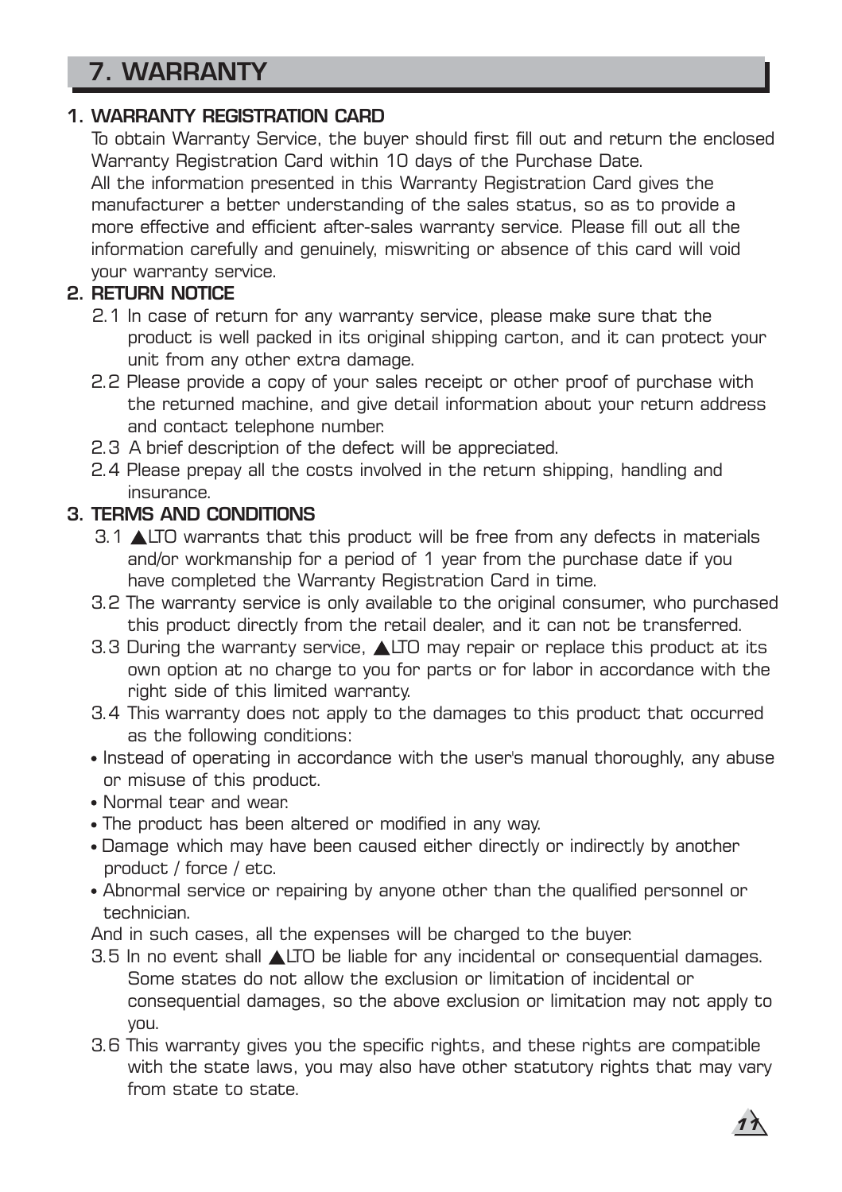# 7. WARRANTY

## 1. WARRANTY REGISTRATION CARD

To obtain Warranty Service, the buyer should first fill out and return the enclosed Warranty Registration Card within 10 days of the Purchase Date.

All the information presented in this Warranty Registration Card gives the manufacturer a better understanding of the sales status, so as to provide a more effective and efficient after-sales warranty service. Please fill out all the information carefully and genuinely, miswriting or absence of this card will void your warranty service.

## 2. RETURN NOTICE

2.1 In case of return for any warranty service, please make sure that the product is well packed in its original shipping carton, and it can protect your unit from any other extra damage.

2.2 Please provide a copy of your sales receipt or other proof of purchase with the returned machine, and give detail information about your return address and contact telephone number.

2.3 A brief description of the defect will be appreciated.

2.4 Please prepay all the costs involved in the return shipping, handling and insurance.

## 3. TERMS AND CONDITIONS

3.1 ALTO warrants that this product will be free from any defects in materials and/or workmanship for a period of 1 year from the purchase date if you have completed the Warranty Registration Card in time.

3.2 The warranty service is only available to the original consumer, who purchased this product directly from the retail dealer, and it can not be transferred.

3.3 During the warranty service, ALTO may repair or replace this product at its own option at no charge to you for parts or for labor in accordance with the right side of this limited warranty.

3.4 This warranty does not apply to the damages to this product that occurred as the following conditions:

- Instead of operating in accordance with the user's manual thoroughly, any abuse or misuse of this product.
- Normal tear and wear.
- The product has been altered or modified in any way.
- Damage which may have been caused either directly or indirectly by another product / force / etc.
- Abnormal service or repairing by anyone other than the qualified personnel or technician.

And in such cases, all the expenses will be charged to the buyer.

3.5 In no event shall ALTO be liable for any incidental or consequential damages. Some states do not allow the exclusion or limitation of incidental or consequential damages, so the above exclusion or limitation may not apply to you.

3.6 This warranty gives you the specific rights, and these rights are compatible with the state laws, you may also have other statutory rights that may vary from state to state.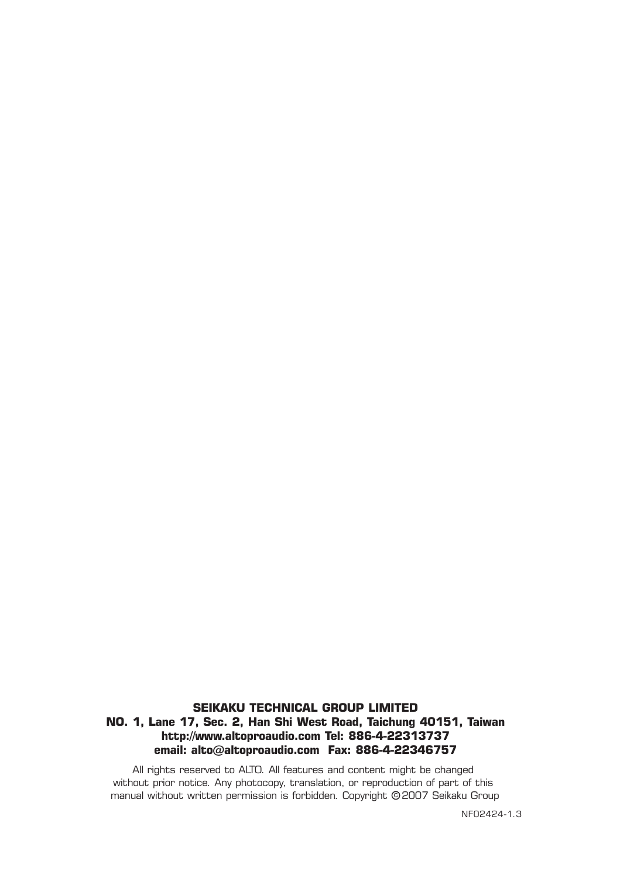**SEIKAKU TECHNICAL GROUP LIMITED**
**NO. 1, Lane 17, Sec. 2, Han Shi West Road, Taichung 40151, Taiwan**
**http://www.altoproaudio.com Tel: 886-4-22313737**
**email: alto@altoproaudio.com  Fax: 886-4-22346757**

All rights reserved to ALTO. All features and content might be changed without prior notice. Any photocopy, translation, or reproduction of part of this manual without written permission is forbidden. Copyright ©2007 Seikaku Group

NF02424-1.3